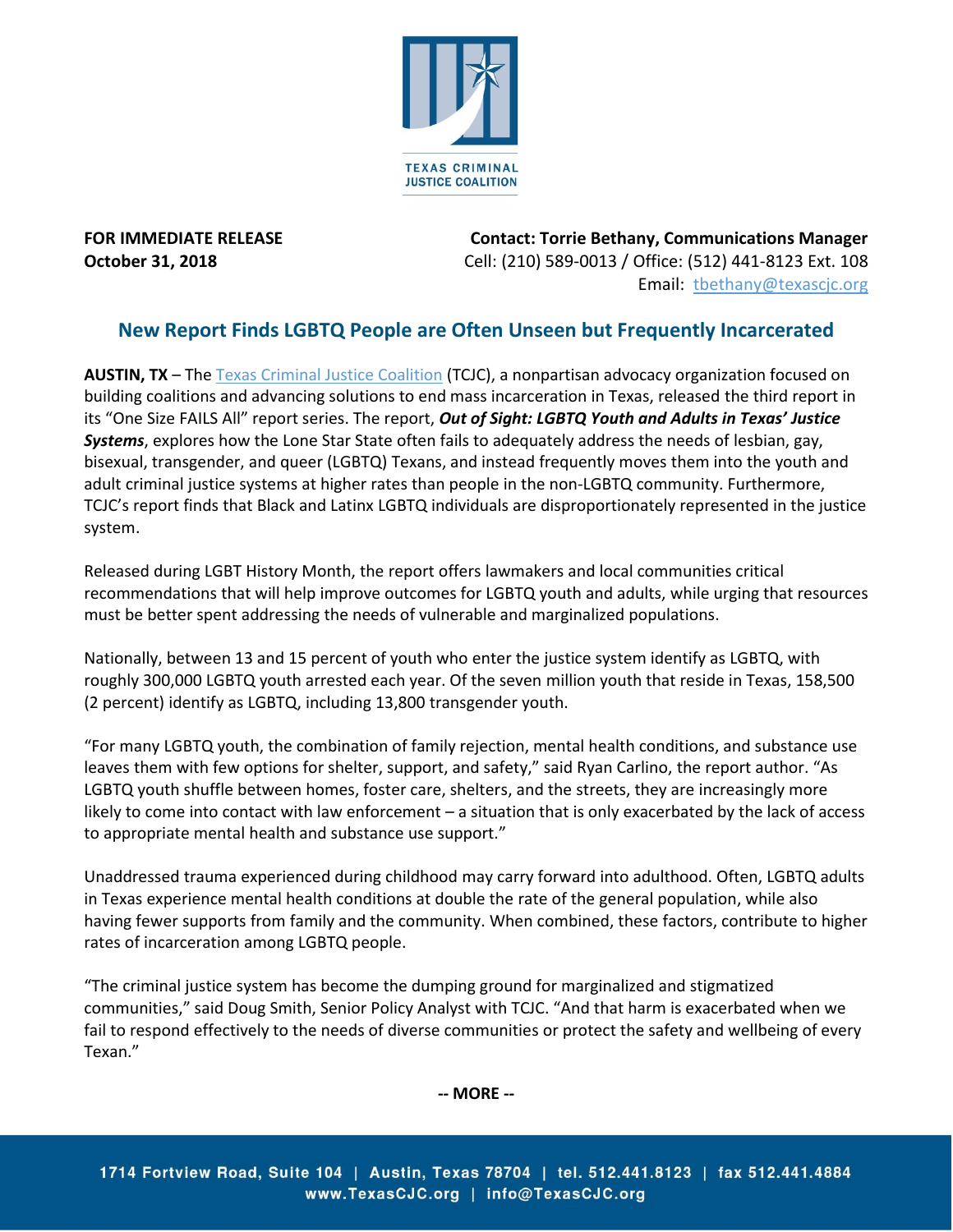TEXAS CRIMINAL JUSTICE COALITION

**FOR IMMEDIATE RELEASE**
**October 31, 2018**

**Contact: Torrie Bethany, Communications Manager**
Cell: (210) 589-0013 / Office: (512) 441-8123 Ext. 108
Email: tbethany@texascjc.org

## New Report Finds LGBTQ People are Often Unseen but Frequently Incarcerated

**AUSTIN, TX** – The Texas Criminal Justice Coalition (TCJC), a nonpartisan advocacy organization focused on building coalitions and advancing solutions to end mass incarceration in Texas, released the third report in its "One Size FAILS All" report series. The report, ***Out of Sight: LGBTQ Youth and Adults in Texas' Justice Systems***, explores how the Lone Star State often fails to adequately address the needs of lesbian, gay, bisexual, transgender, and queer (LGBTQ) Texans, and instead frequently moves them into the youth and adult criminal justice systems at higher rates than people in the non-LGBTQ community. Furthermore, TCJC's report finds that Black and Latinx LGBTQ individuals are disproportionately represented in the justice system.

Released during LGBT History Month, the report offers lawmakers and local communities critical recommendations that will help improve outcomes for LGBTQ youth and adults, while urging that resources must be better spent addressing the needs of vulnerable and marginalized populations.

Nationally, between 13 and 15 percent of youth who enter the justice system identify as LGBTQ, with roughly 300,000 LGBTQ youth arrested each year. Of the seven million youth that reside in Texas, 158,500 (2 percent) identify as LGBTQ, including 13,800 transgender youth.

"For many LGBTQ youth, the combination of family rejection, mental health conditions, and substance use leaves them with few options for shelter, support, and safety," said Ryan Carlino, the report author. "As LGBTQ youth shuffle between homes, foster care, shelters, and the streets, they are increasingly more likely to come into contact with law enforcement – a situation that is only exacerbated by the lack of access to appropriate mental health and substance use support."

Unaddressed trauma experienced during childhood may carry forward into adulthood. Often, LGBTQ adults in Texas experience mental health conditions at double the rate of the general population, while also having fewer supports from family and the community. When combined, these factors, contribute to higher rates of incarceration among LGBTQ people.

"The criminal justice system has become the dumping ground for marginalized and stigmatized communities," said Doug Smith, Senior Policy Analyst with TCJC. "And that harm is exacerbated when we fail to respond effectively to the needs of diverse communities or protect the safety and wellbeing of every Texan."

**-- MORE --**

1714 Fortview Road, Suite 104 | Austin, Texas 78704 | tel. 512.441.8123 | fax 512.441.4884
www.TexasCJC.org | info@TexasCJC.org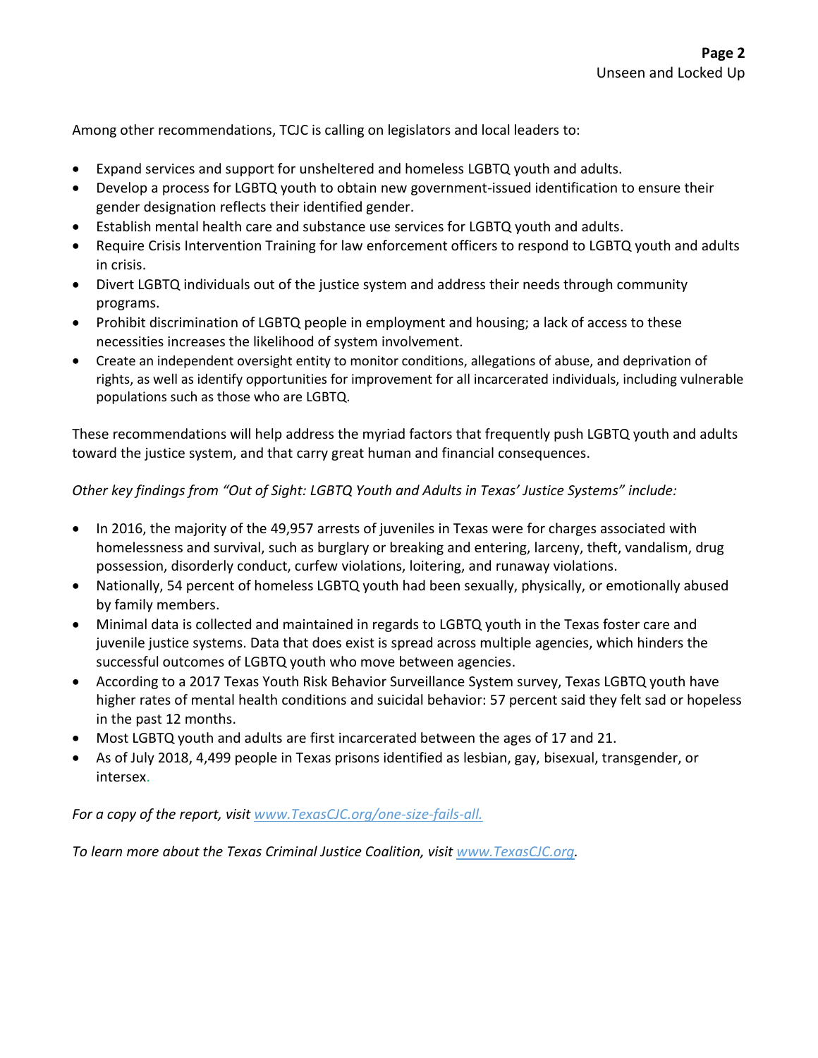Among other recommendations, TCJC is calling on legislators and local leaders to:

- Expand services and support for unsheltered and homeless LGBTQ youth and adults.
- Develop a process for LGBTQ youth to obtain new government-issued identification to ensure their gender designation reflects their identified gender.
- Establish mental health care and substance use services for LGBTQ youth and adults.
- Require Crisis Intervention Training for law enforcement officers to respond to LGBTQ youth and adults in crisis.
- Divert LGBTQ individuals out of the justice system and address their needs through community programs.
- Prohibit discrimination of LGBTQ people in employment and housing; a lack of access to these necessities increases the likelihood of system involvement.
- Create an independent oversight entity to monitor conditions, allegations of abuse, and deprivation of rights, as well as identify opportunities for improvement for all incarcerated individuals, including vulnerable populations such as those who are LGBTQ.

These recommendations will help address the myriad factors that frequently push LGBTQ youth and adults toward the justice system, and that carry great human and financial consequences.

*Other key findings from "Out of Sight: LGBTQ Youth and Adults in Texas' Justice Systems" include:*

- In 2016, the majority of the 49,957 arrests of juveniles in Texas were for charges associated with homelessness and survival, such as burglary or breaking and entering, larceny, theft, vandalism, drug possession, disorderly conduct, curfew violations, loitering, and runaway violations.
- Nationally, 54 percent of homeless LGBTQ youth had been sexually, physically, or emotionally abused by family members.
- Minimal data is collected and maintained in regards to LGBTQ youth in the Texas foster care and juvenile justice systems. Data that does exist is spread across multiple agencies, which hinders the successful outcomes of LGBTQ youth who move between agencies.
- According to a 2017 Texas Youth Risk Behavior Surveillance System survey, Texas LGBTQ youth have higher rates of mental health conditions and suicidal behavior: 57 percent said they felt sad or hopeless in the past 12 months.
- Most LGBTQ youth and adults are first incarcerated between the ages of 17 and 21.
- As of July 2018, 4,499 people in Texas prisons identified as lesbian, gay, bisexual, transgender, or intersex.

*For a copy of the report, visit [www.TexasCJC.org/one-size-fails-all.](www.TexasCJC.org/one-size-fails-all)*

*To learn more about the Texas Criminal Justice Coalition, visit [www.TexasCJC.org](www.TexasCJC.org).*